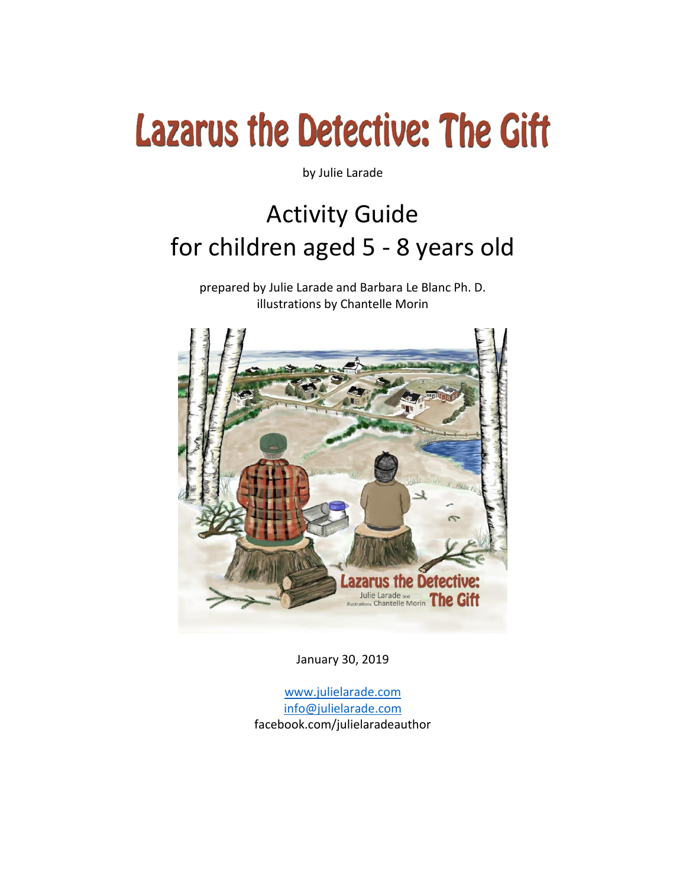# Lazarus the Detective: The Gift

by Julie Larade

## Activity Guide
## for children aged 5 - 8 years old

prepared by Julie Larade and Barbara Le Blanc Ph. D.
illustrations by Chantelle Morin

January 30, 2019

www.julielarade.com
info@julielarade.com
facebook.com/julieladeauthor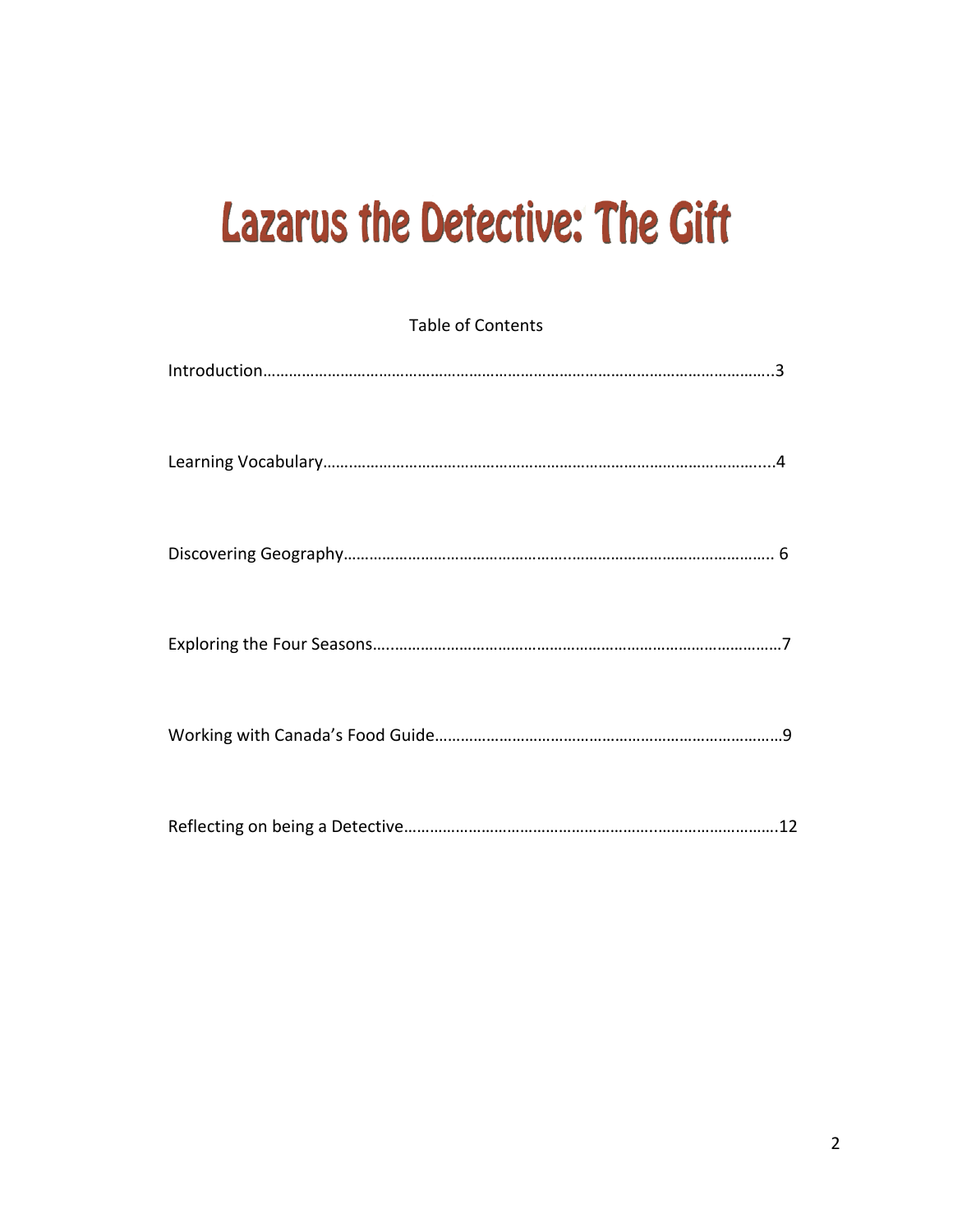# Lazarus the Detective: The Gift

Table of Contents

Introduction…………………………………………………………………………………………………..3

Learning Vocabulary……………………………………………………………………………………....4

Discovering Geography……………………………………………..…………………………………. 6

Exploring the Four Seasons……………………………………………………………………………7

Working with Canada's Food Guide………………………………………………………………9

Reflecting on being a Detective…………………………………………….……………………….12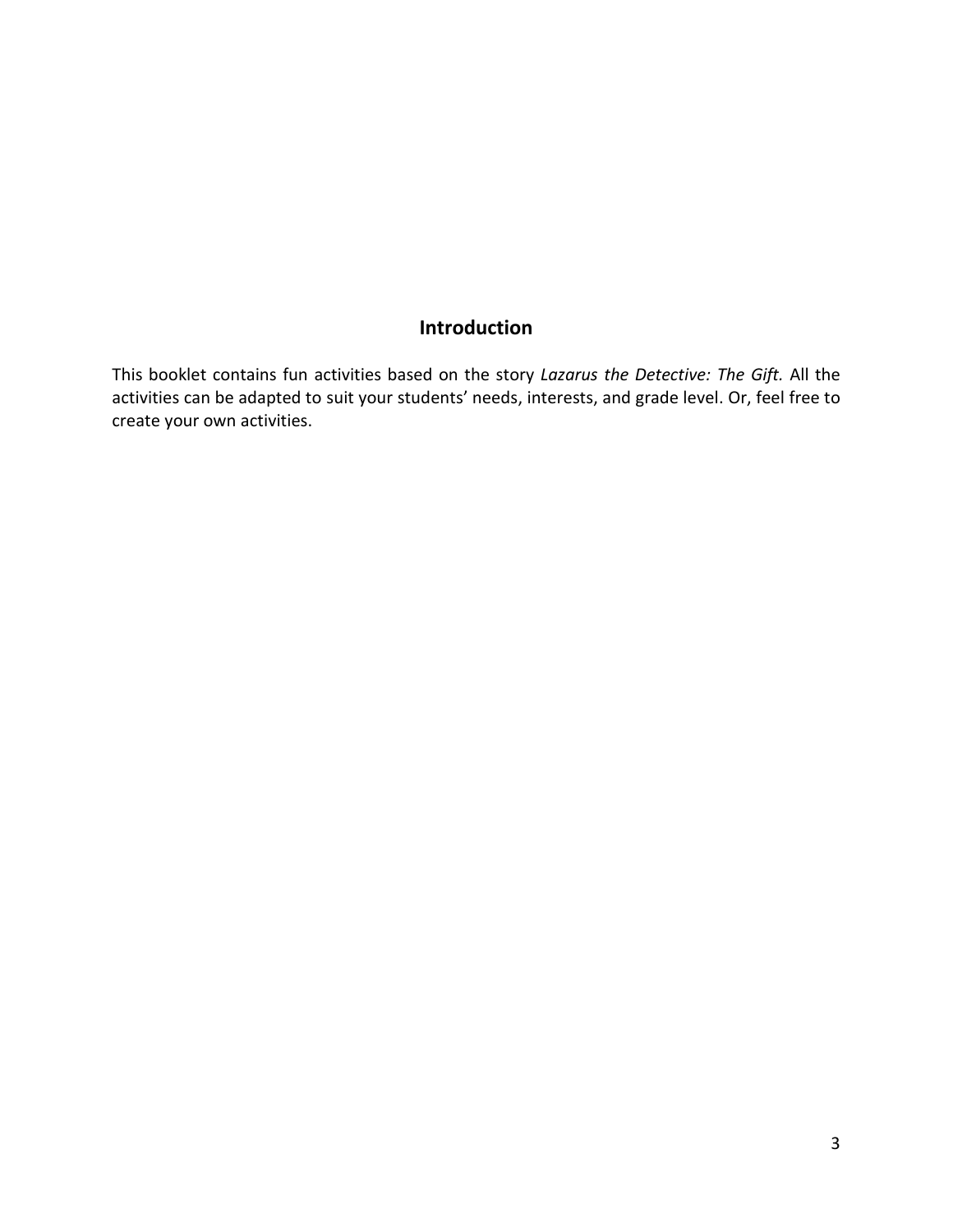# Introduction

This booklet contains fun activities based on the story *Lazarus the Detective: The Gift.* All the activities can be adapted to suit your students' needs, interests, and grade level. Or, feel free to create your own activities.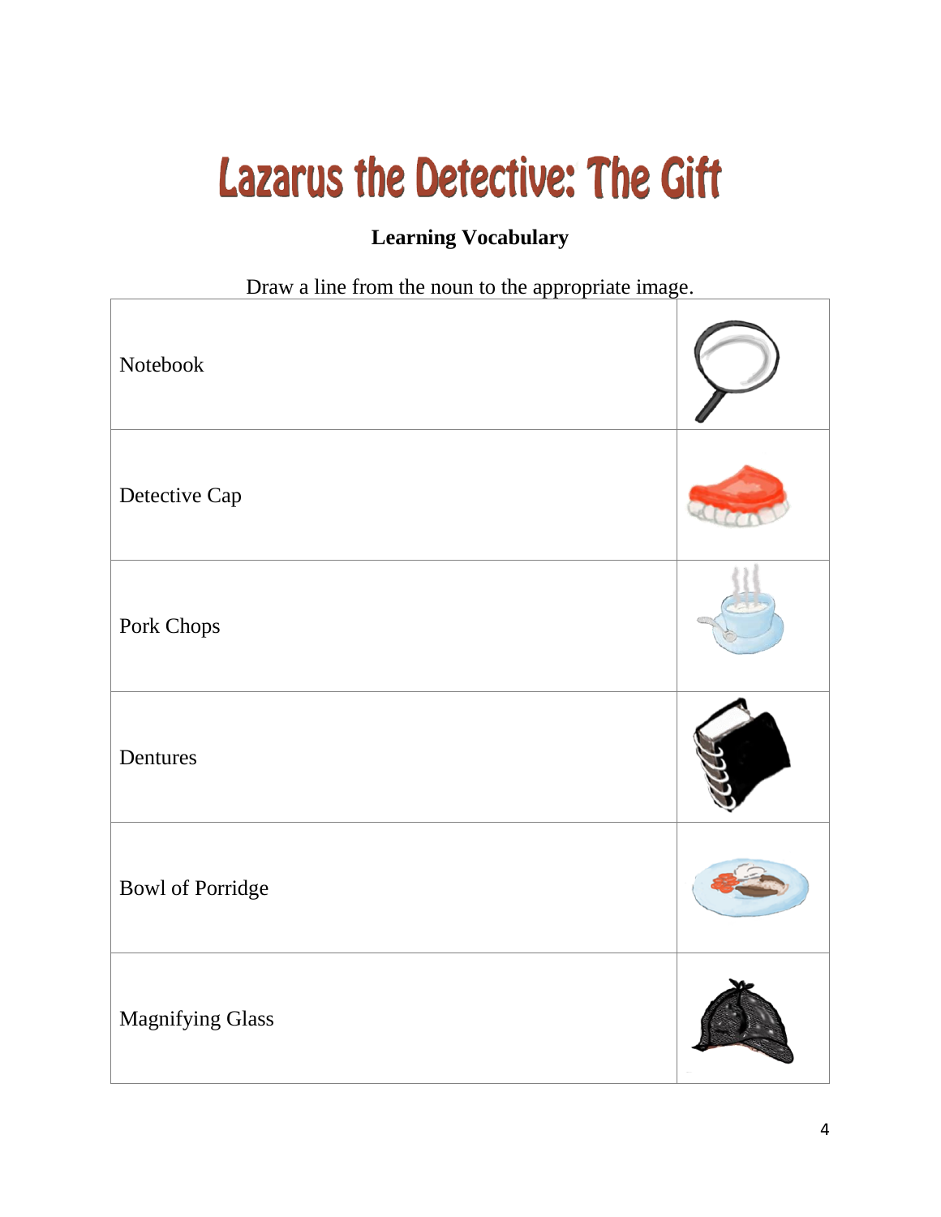# Lazarus the Detective: The Gift

**Learning Vocabulary**

Draw a line from the noun to the appropriate image.

| | |
|---|---|
| Notebook | |
| Detective Cap | |
| Pork Chops | |
| Dentures | |
| Bowl of Porridge | |
| Magnifying Glass | |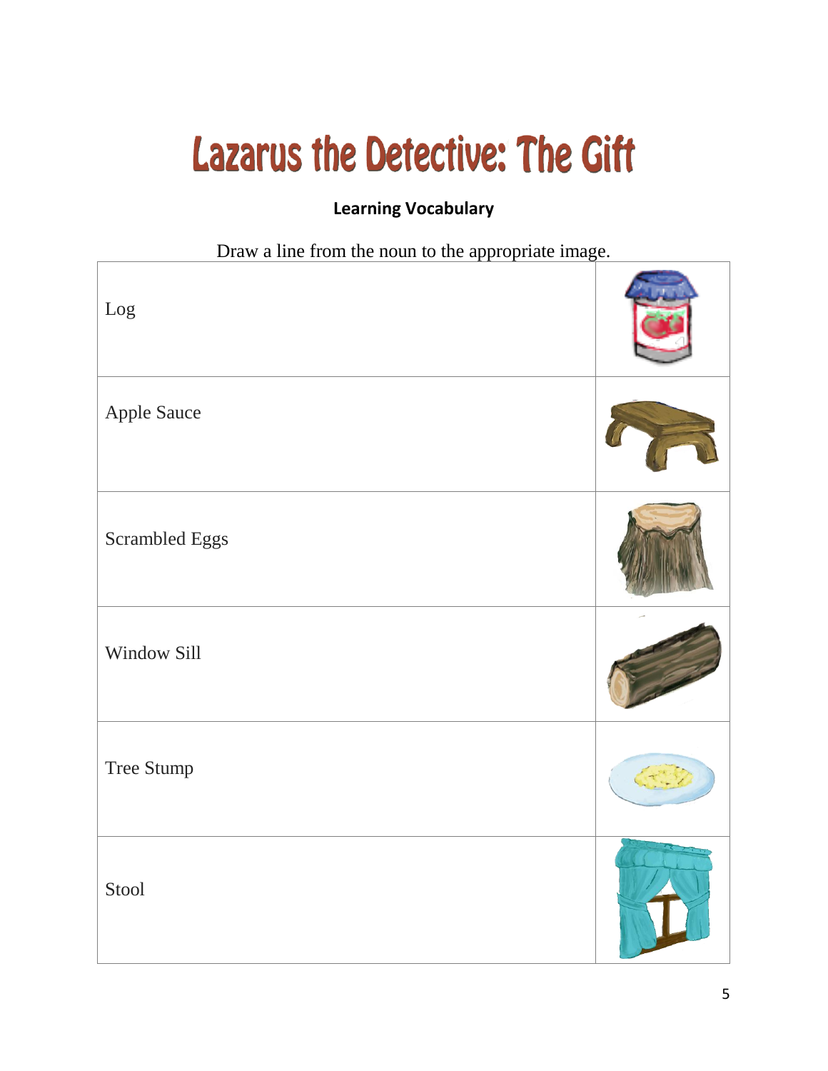# Lazarus the Detective: The Gift

**Learning Vocabulary**

Draw a line from the noun to the appropriate image.

| | |
|---|---|
| Log | |
| Apple Sauce | |
| Scrambled Eggs | |
| Window Sill | |
| Tree Stump | |
| Stool | |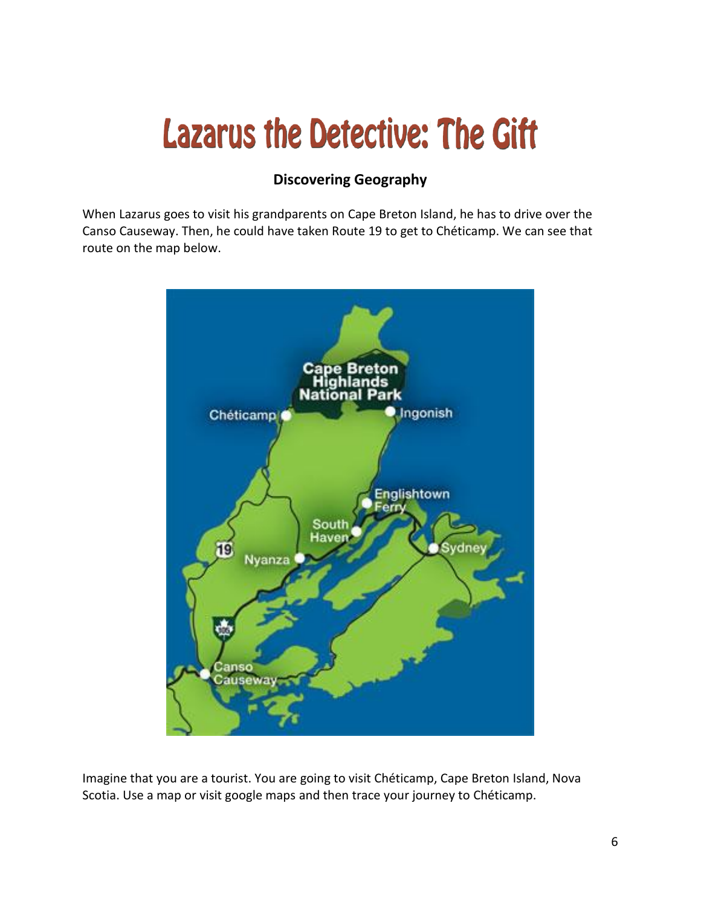# Lazarus the Detective: The Gift

### Discovering Geography

When Lazarus goes to visit his grandparents on Cape Breton Island, he has to drive over the Canso Causeway. Then, he could have taken Route 19 to get to Chéticamp. We can see that route on the map below.

Imagine that you are a tourist. You are going to visit Chéticamp, Cape Breton Island, Nova Scotia. Use a map or visit google maps and then trace your journey to Chéticamp.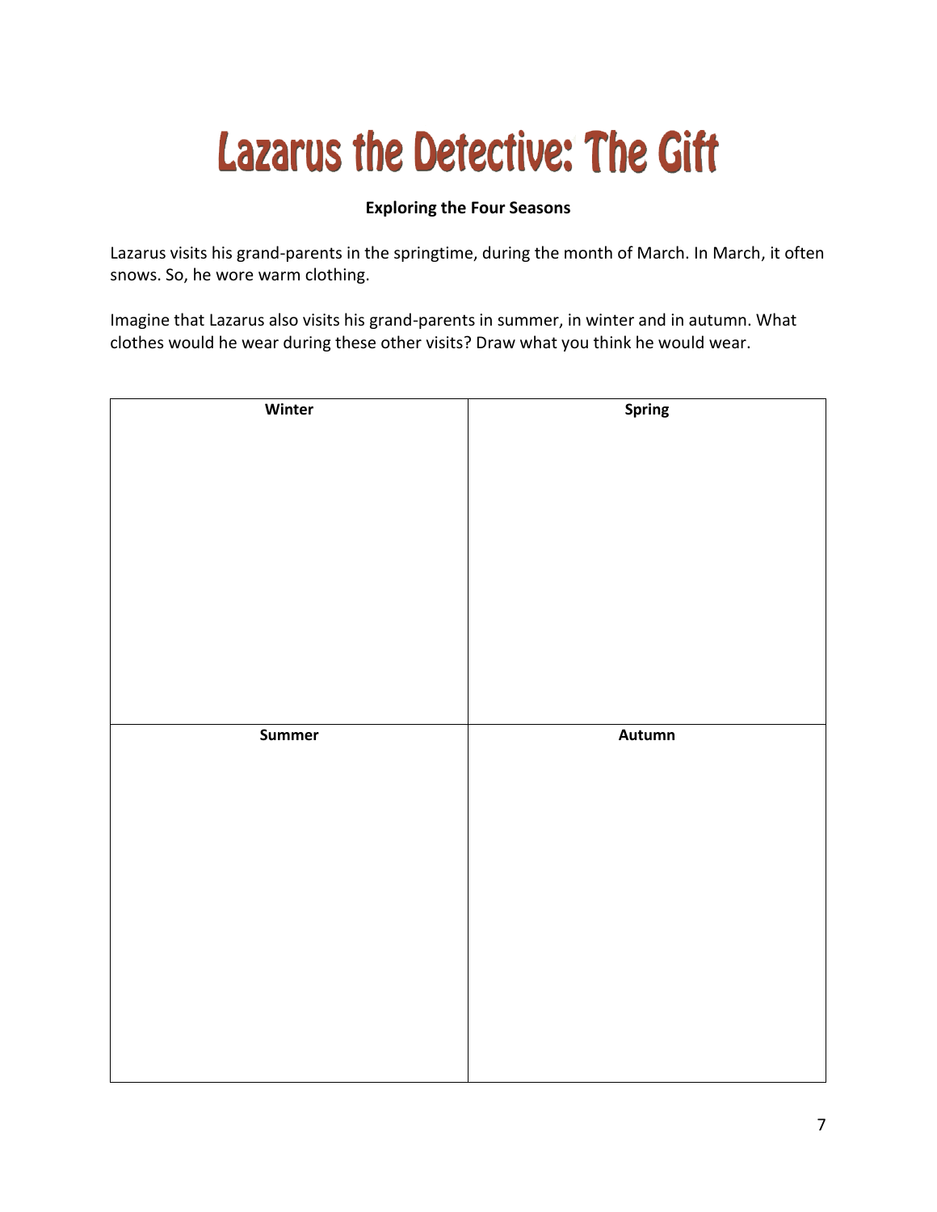# Lazarus the Detective: The Gift

**Exploring the Four Seasons**

Lazarus visits his grand-parents in the springtime, during the month of March. In March, it often snows. So, he wore warm clothing.

Imagine that Lazarus also visits his grand-parents in summer, in winter and in autumn. What clothes would he wear during these other visits? Draw what you think he would wear.

| Winter | Spring |
| --- | --- |
| | |
| **Summer** | **Autumn** |
| | |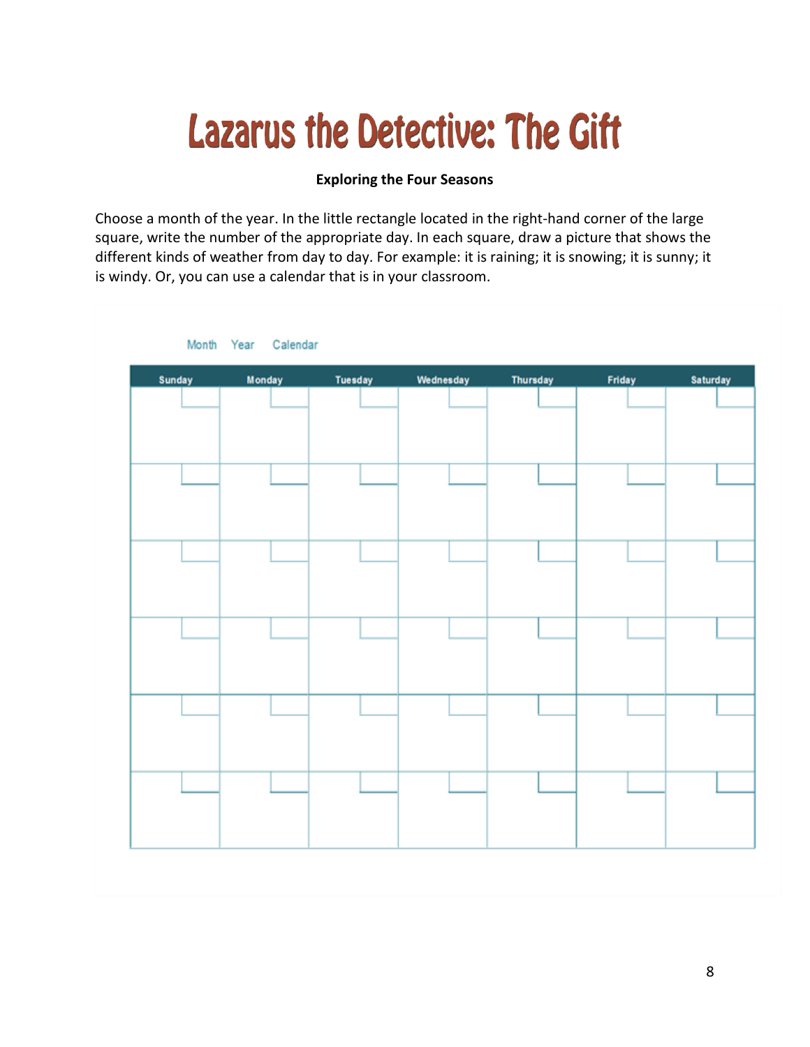# Lazarus the Detective: The Gift

**Exploring the Four Seasons**

Choose a month of the year. In the little rectangle located in the right-hand corner of the large square, write the number of the appropriate day. In each square, draw a picture that shows the different kinds of weather from day to day. For example: it is raining; it is snowing; it is sunny; it is windy. Or, you can use a calendar that is in your classroom.

Month Year Calendar

| Sunday | Monday | Tuesday | Wednesday | Thursday | Friday | Saturday |
|---|---|---|---|---|---|---|
| | | | | | | |
| | | | | | | |
| | | | | | | |
| | | | | | | |
| | | | | | | |
| | | | | | | |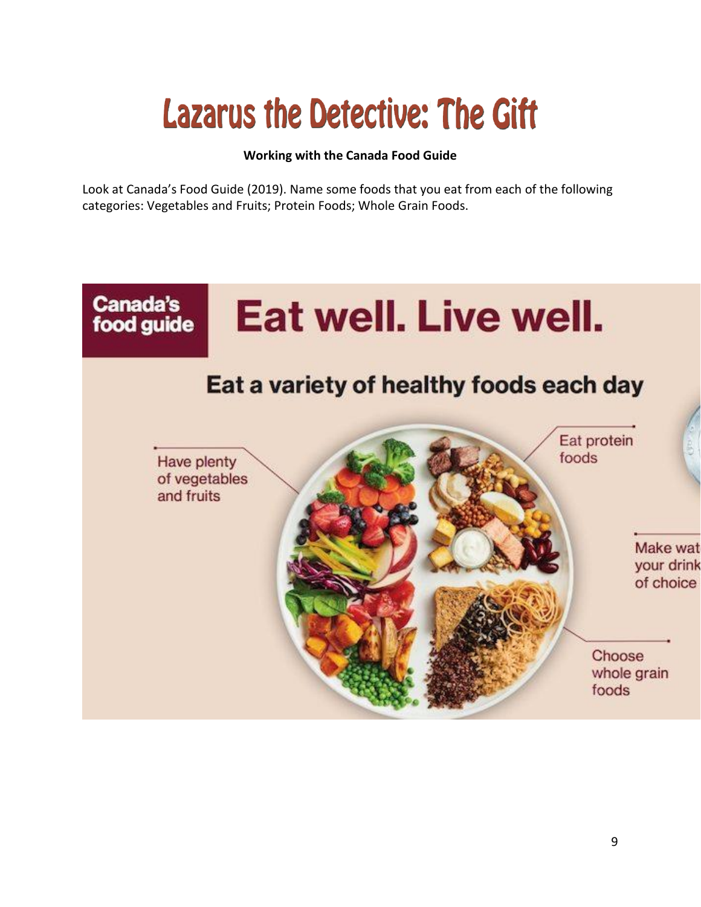# Lazarus the Detective: The Gift

**Working with the Canada Food Guide**

Look at Canada's Food Guide (2019). Name some foods that you eat from each of the following categories: Vegetables and Fruits; Protein Foods; Whole Grain Foods.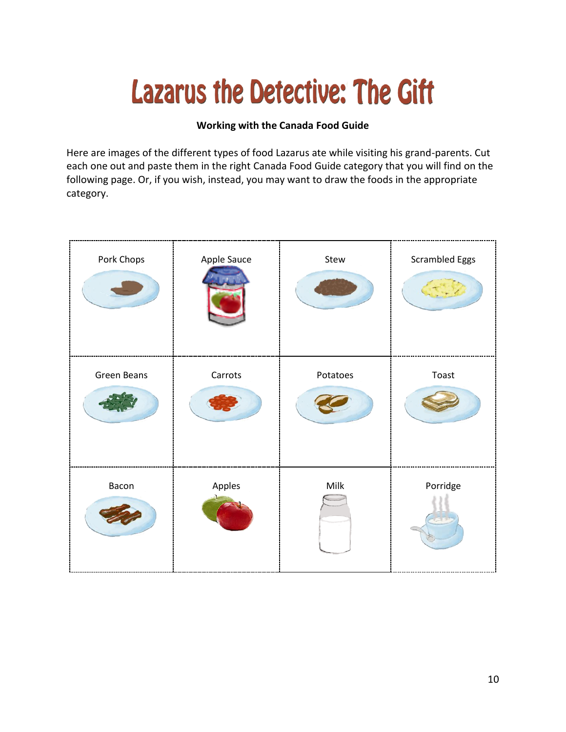# Lazarus the Detective: The Gift

**Working with the Canada Food Guide**

Here are images of the different types of food Lazarus ate while visiting his grand-parents. Cut each one out and paste them in the right Canada Food Guide category that you will find on the following page. Or, if you wish, instead, you may want to draw the foods in the appropriate category.

| Pork Chops | Apple Sauce | Stew | Scrambled Eggs |
| --- | --- | --- | --- |
| Green Beans | Carrots | Potatoes | Toast |
| Bacon | Apples | Milk | Porridge |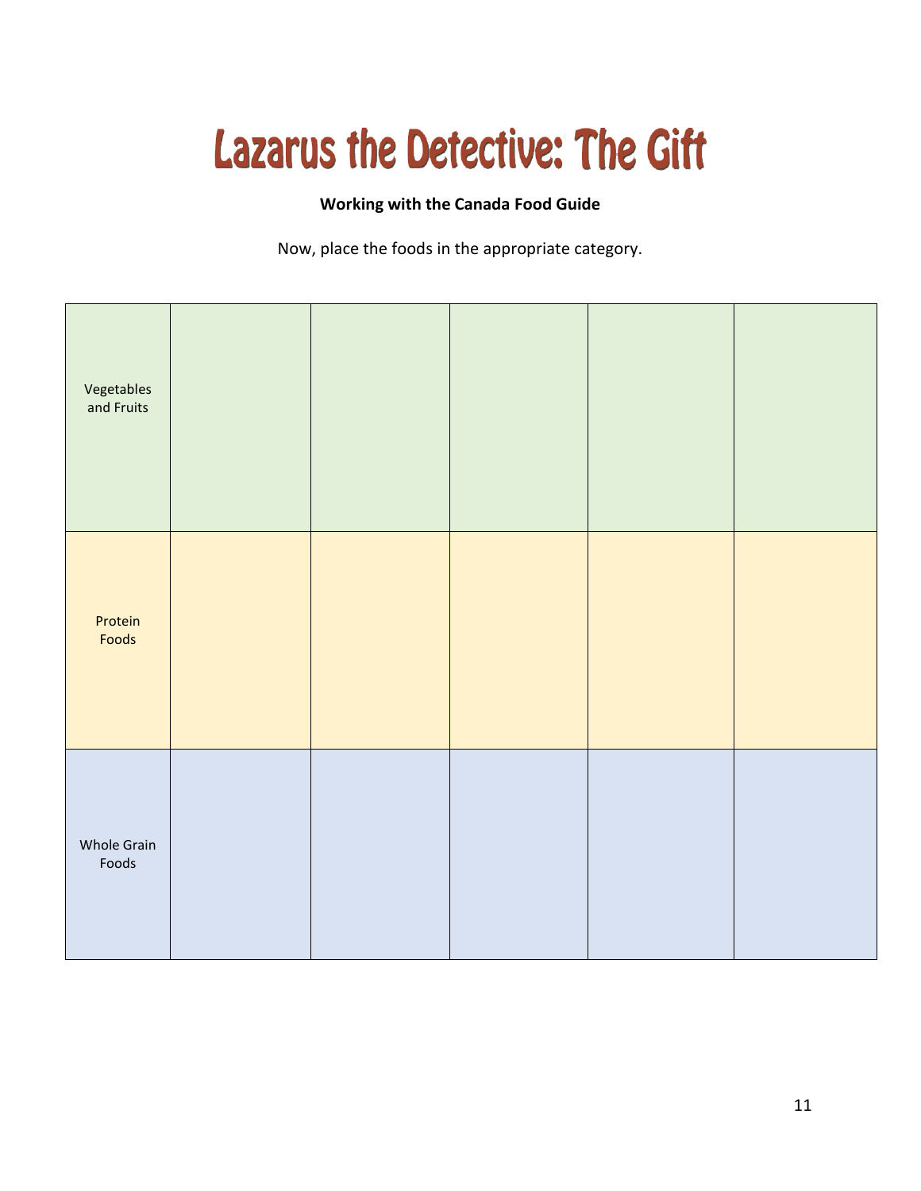# Lazarus the Detective: The Gift

**Working with the Canada Food Guide**

Now, place the foods in the appropriate category.

| | | | | | |
|---|---|---|---|---|---|
| Vegetables and Fruits | | | | | |
| Protein Foods | | | | | |
| Whole Grain Foods | | | | | |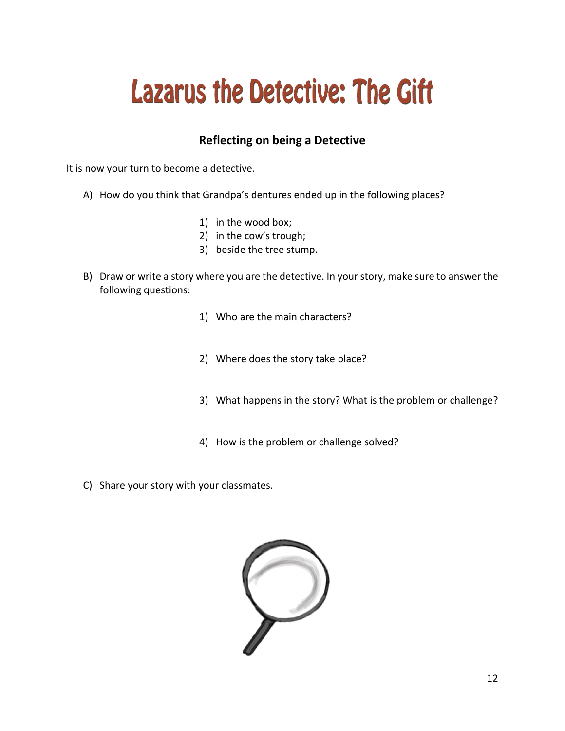# Lazarus the Detective: The Gift

## Reflecting on being a Detective

It is now your turn to become a detective.

A) How do you think that Grandpa's dentures ended up in the following places?

1) in the wood box;
2) in the cow's trough;
3) beside the tree stump.

B) Draw or write a story where you are the detective. In your story, make sure to answer the following questions:

1) Who are the main characters?

2) Where does the story take place?

3) What happens in the story? What is the problem or challenge?

4) How is the problem or challenge solved?

C) Share your story with your classmates.